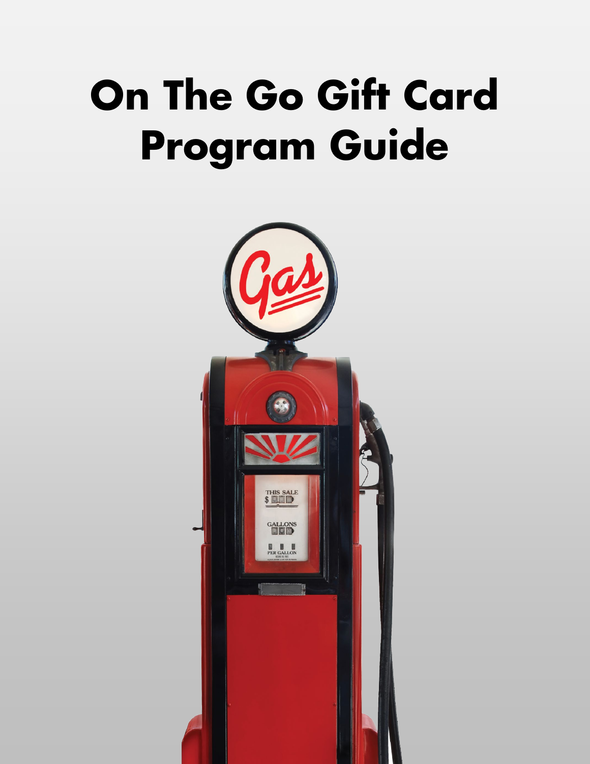# On The Go Gift Card Program Guide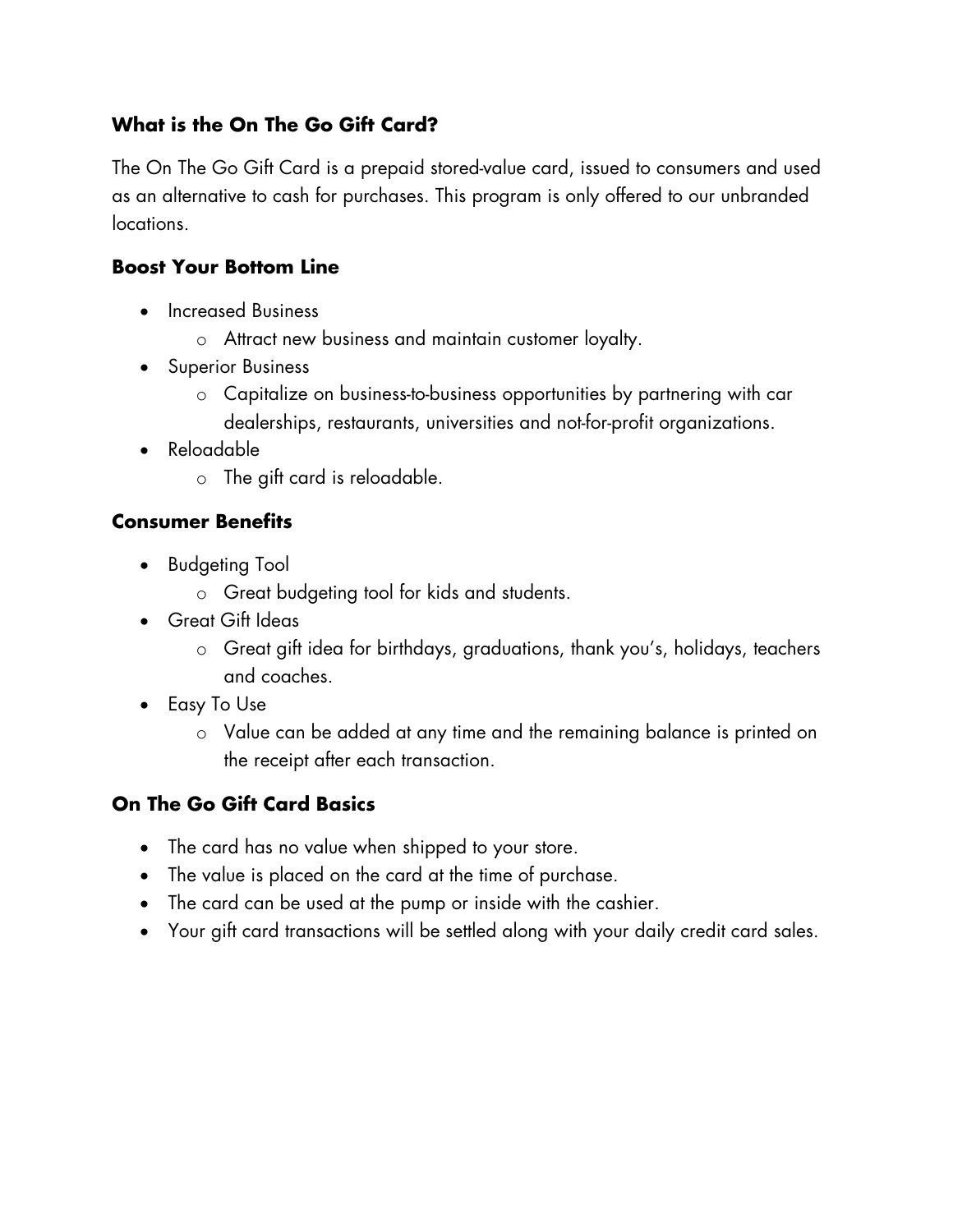## What is the On The Go Gift Card?

The On The Go Gift Card is a prepaid stored-value card, issued to consumers and used as an alternative to cash for purchases. This program is only offered to our unbranded locations.

## Boost Your Bottom Line

- Increased Business
  - Attract new business and maintain customer loyalty.
- Superior Business
  - Capitalize on business-to-business opportunities by partnering with car dealerships, restaurants, universities and not-for-profit organizations.
- Reloadable
  - The gift card is reloadable.

## Consumer Benefits

- Budgeting Tool
  - Great budgeting tool for kids and students.
- Great Gift Ideas
  - Great gift idea for birthdays, graduations, thank you's, holidays, teachers and coaches.
- Easy To Use
  - Value can be added at any time and the remaining balance is printed on the receipt after each transaction.

## On The Go Gift Card Basics

- The card has no value when shipped to your store.
- The value is placed on the card at the time of purchase.
- The card can be used at the pump or inside with the cashier.
- Your gift card transactions will be settled along with your daily credit card sales.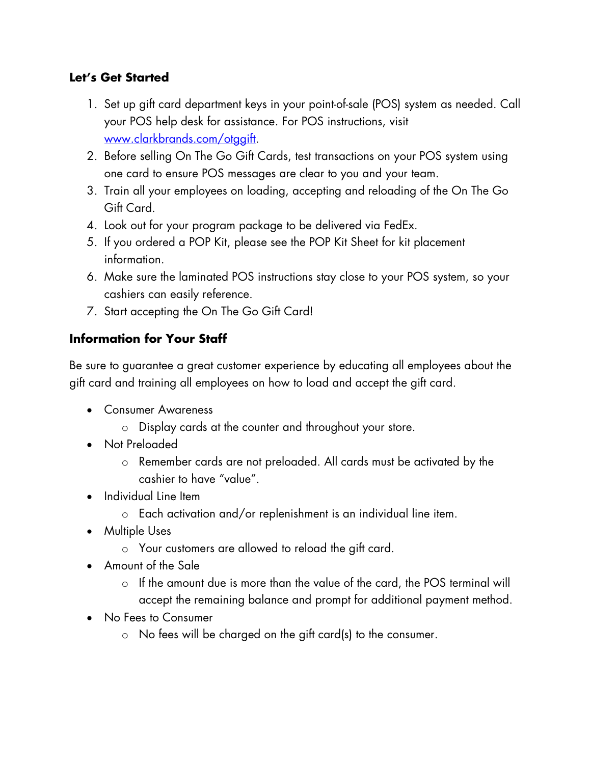### Let's Get Started

1. Set up gift card department keys in your point-of-sale (POS) system as needed. Call your POS help desk for assistance. For POS instructions, visit [www.clarkbrands.com/otggift](http://www.clarkbrands.com/otggift).
2. Before selling On The Go Gift Cards, test transactions on your POS system using one card to ensure POS messages are clear to you and your team.
3. Train all your employees on loading, accepting and reloading of the On The Go Gift Card.
4. Look out for your program package to be delivered via FedEx.
5. If you ordered a POP Kit, please see the POP Kit Sheet for kit placement information.
6. Make sure the laminated POS instructions stay close to your POS system, so your cashiers can easily reference.
7. Start accepting the On The Go Gift Card!

### Information for Your Staff

Be sure to guarantee a great customer experience by educating all employees about the gift card and training all employees on how to load and accept the gift card.

- Consumer Awareness
  - Display cards at the counter and throughout your store.
- Not Preloaded
  - Remember cards are not preloaded. All cards must be activated by the cashier to have "value".
- Individual Line Item
  - Each activation and/or replenishment is an individual line item.
- Multiple Uses
  - Your customers are allowed to reload the gift card.
- Amount of the Sale
  - If the amount due is more than the value of the card, the POS terminal will accept the remaining balance and prompt for additional payment method.
- No Fees to Consumer
  - No fees will be charged on the gift card(s) to the consumer.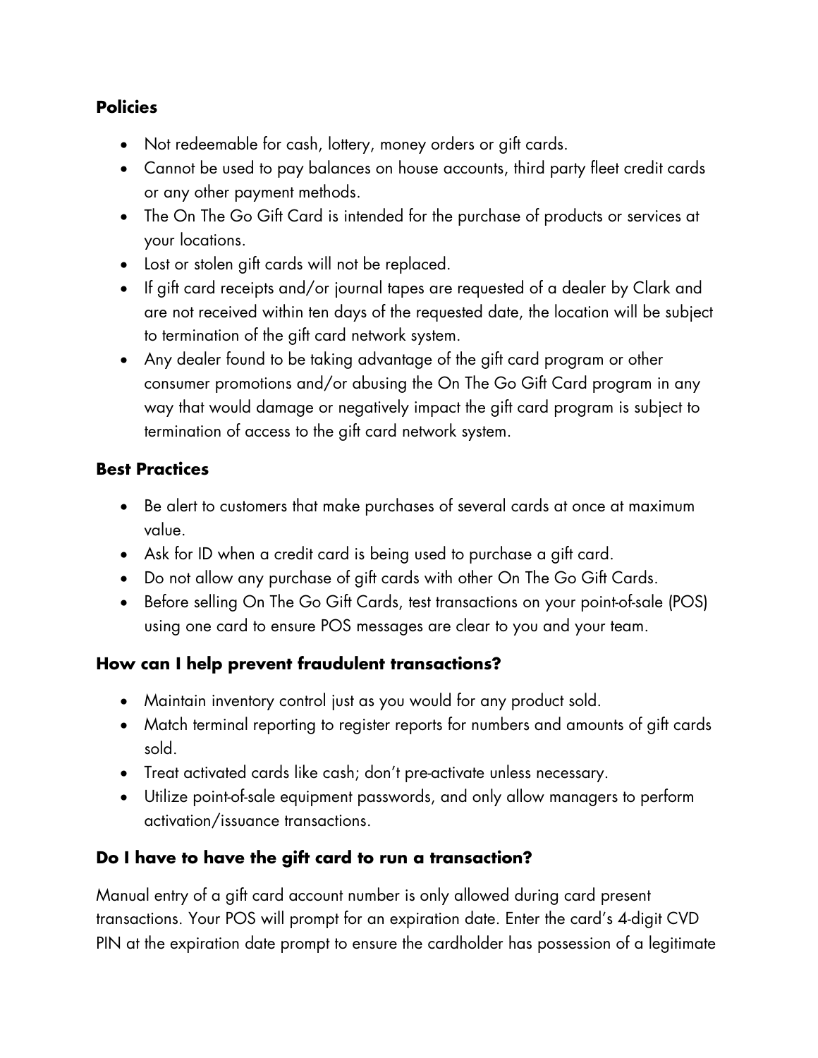### Policies

- Not redeemable for cash, lottery, money orders or gift cards.
- Cannot be used to pay balances on house accounts, third party fleet credit cards or any other payment methods.
- The On The Go Gift Card is intended for the purchase of products or services at your locations.
- Lost or stolen gift cards will not be replaced.
- If gift card receipts and/or journal tapes are requested of a dealer by Clark and are not received within ten days of the requested date, the location will be subject to termination of the gift card network system.
- Any dealer found to be taking advantage of the gift card program or other consumer promotions and/or abusing the On The Go Gift Card program in any way that would damage or negatively impact the gift card program is subject to termination of access to the gift card network system.

### Best Practices

- Be alert to customers that make purchases of several cards at once at maximum value.
- Ask for ID when a credit card is being used to purchase a gift card.
- Do not allow any purchase of gift cards with other On The Go Gift Cards.
- Before selling On The Go Gift Cards, test transactions on your point-of-sale (POS) using one card to ensure POS messages are clear to you and your team.

### How can I help prevent fraudulent transactions?

- Maintain inventory control just as you would for any product sold.
- Match terminal reporting to register reports for numbers and amounts of gift cards sold.
- Treat activated cards like cash; don't pre-activate unless necessary.
- Utilize point-of-sale equipment passwords, and only allow managers to perform activation/issuance transactions.

### Do I have to have the gift card to run a transaction?

Manual entry of a gift card account number is only allowed during card present transactions. Your POS will prompt for an expiration date. Enter the card's 4-digit CVD PIN at the expiration date prompt to ensure the cardholder has possession of a legitimate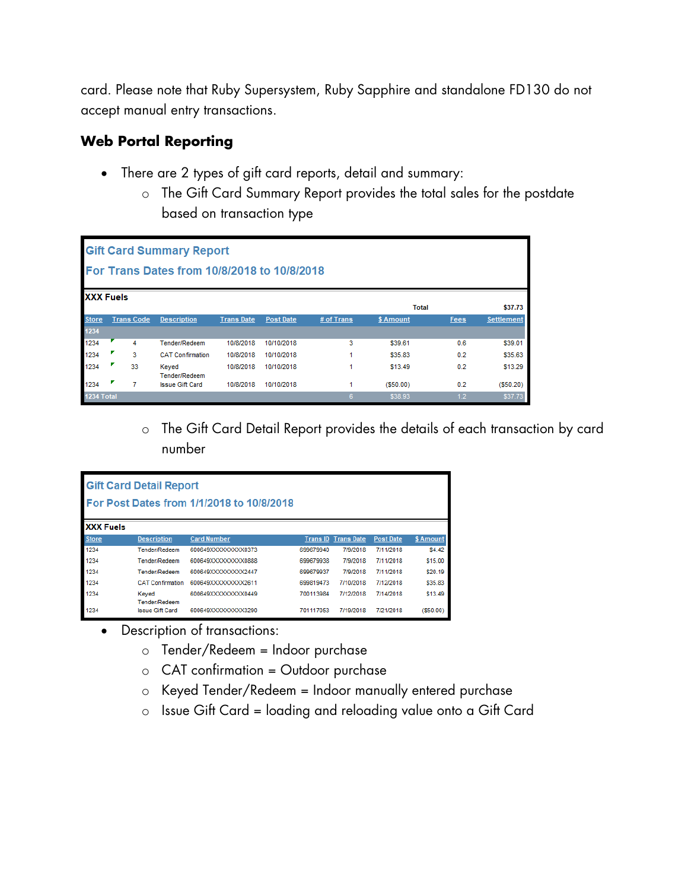card. Please note that Ruby Supersystem, Ruby Sapphire and standalone FD130 do not accept manual entry transactions.

## Web Portal Reporting

- There are 2 types of gift card reports, detail and summary:
  - The Gift Card Summary Report provides the total sales for the postdate based on transaction type

**Gift Card Summary Report**
**For Trans Dates from 10/8/2018 to 10/8/2018**

**XXX Fuels**

| Store | Trans Code | Description | Trans Date | Post Date | # of Trans | $ Amount | Fees | Settlement |
|---|---|---|---|---|---|---|---|---|
| | | | | | | Total | | $37.73 |
| 1234 | | | | | | | | |
| 1234 | 4 | Tender/Redeem | 10/8/2018 | 10/10/2018 | 3 | $39.61 | 0.6 | $39.01 |
| 1234 | 3 | CAT Confirmation | 10/8/2018 | 10/10/2018 | 1 | $35.83 | 0.2 | $35.63 |
| 1234 | 33 | Keyed Tender/Redeem | 10/8/2018 | 10/10/2018 | 1 | $13.49 | 0.2 | $13.29 |
| 1234 | 7 | Issue Gift Card | 10/8/2018 | 10/10/2018 | 1 | ($50.00) | 0.2 | ($50.20) |
| 1234 Total | | | | | 6 | $38.93 | 1.2 | $37.73 |

- The Gift Card Detail Report provides the details of each transaction by card number

**Gift Card Detail Report**
**For Post Dates from 1/1/2018 to 10/8/2018**

**XXX Fuels**

| Store | Description | Card Number | Trans ID | Trans Date | Post Date | $ Amount |
|---|---|---|---|---|---|---|
| 1234 | Tender/Redeem | 600649XXXXXXXXX0373 | 699679940 | 7/9/2018 | 7/11/2018 | $4.42 |
| 1234 | Tender/Redeem | 600649XXXXXXXXX0888 | 699679938 | 7/9/2018 | 7/11/2018 | $15.00 |
| 1234 | Tender/Redeem | 600649XXXXXXXXX2447 | 699679937 | 7/9/2018 | 7/11/2018 | $20.19 |
| 1234 | CAT Confirmation | 600649XXXXXXXXX2611 | 699819473 | 7/10/2018 | 7/12/2018 | $35.83 |
| 1234 | Keyed Tender/Redeem | 600649XXXXXXXXX0449 | 700113984 | 7/12/2018 | 7/14/2018 | $13.49 |
| 1234 | Issue Gift Card | 600649XXXXXXXXX3290 | 701117053 | 7/19/2018 | 7/21/2018 | ($50.00) |

- Description of transactions:
  - Tender/Redeem = Indoor purchase
  - CAT confirmation = Outdoor purchase
  - Keyed Tender/Redeem = Indoor manually entered purchase
  - Issue Gift Card = loading and reloading value onto a Gift Card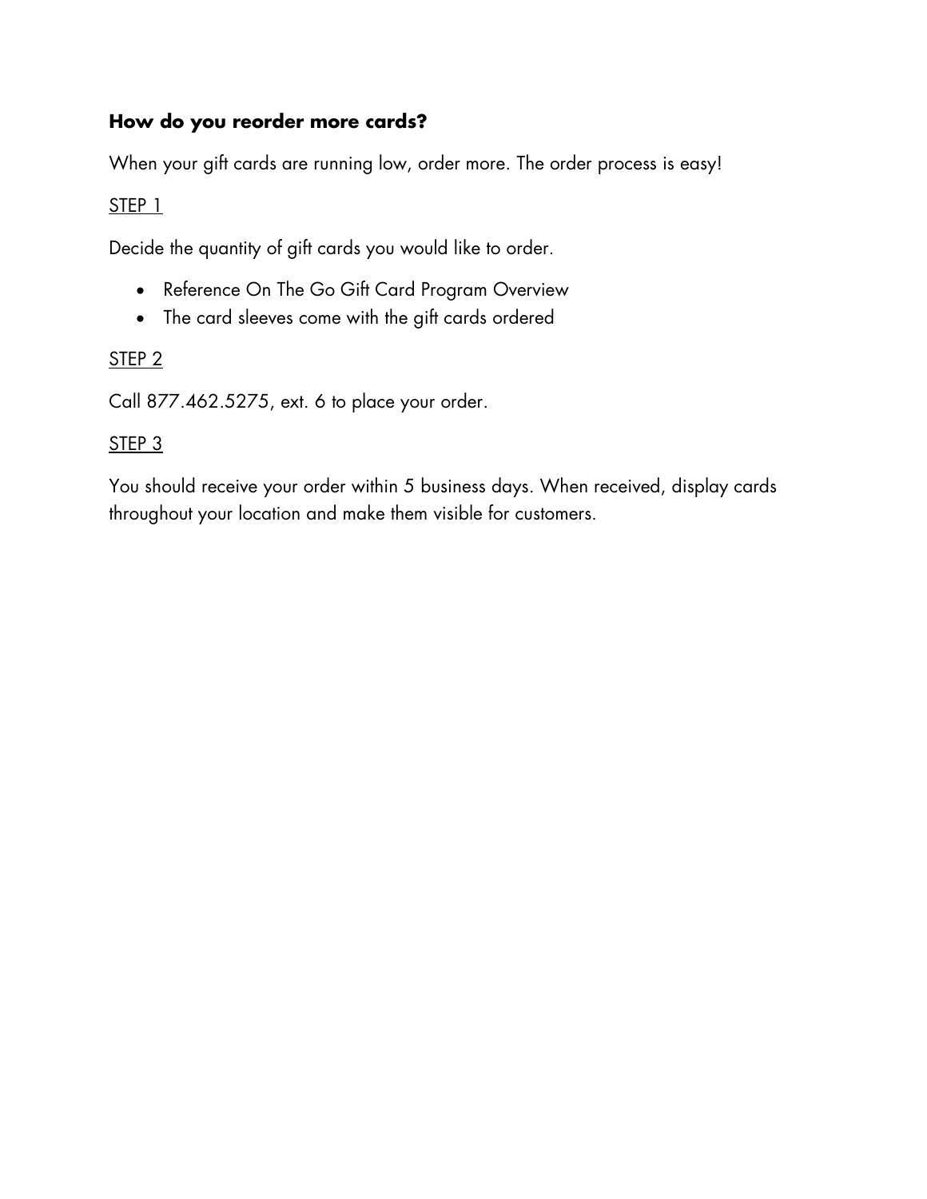### **How do you reorder more cards?**

When your gift cards are running low, order more. The order process is easy!

<u>STEP 1</u>

Decide the quantity of gift cards you would like to order.

- Reference On The Go Gift Card Program Overview
- The card sleeves come with the gift cards ordered

<u>STEP 2</u>

Call 877.462.5275, ext. 6 to place your order.

<u>STEP 3</u>

You should receive your order within 5 business days. When received, display cards throughout your location and make them visible for customers.